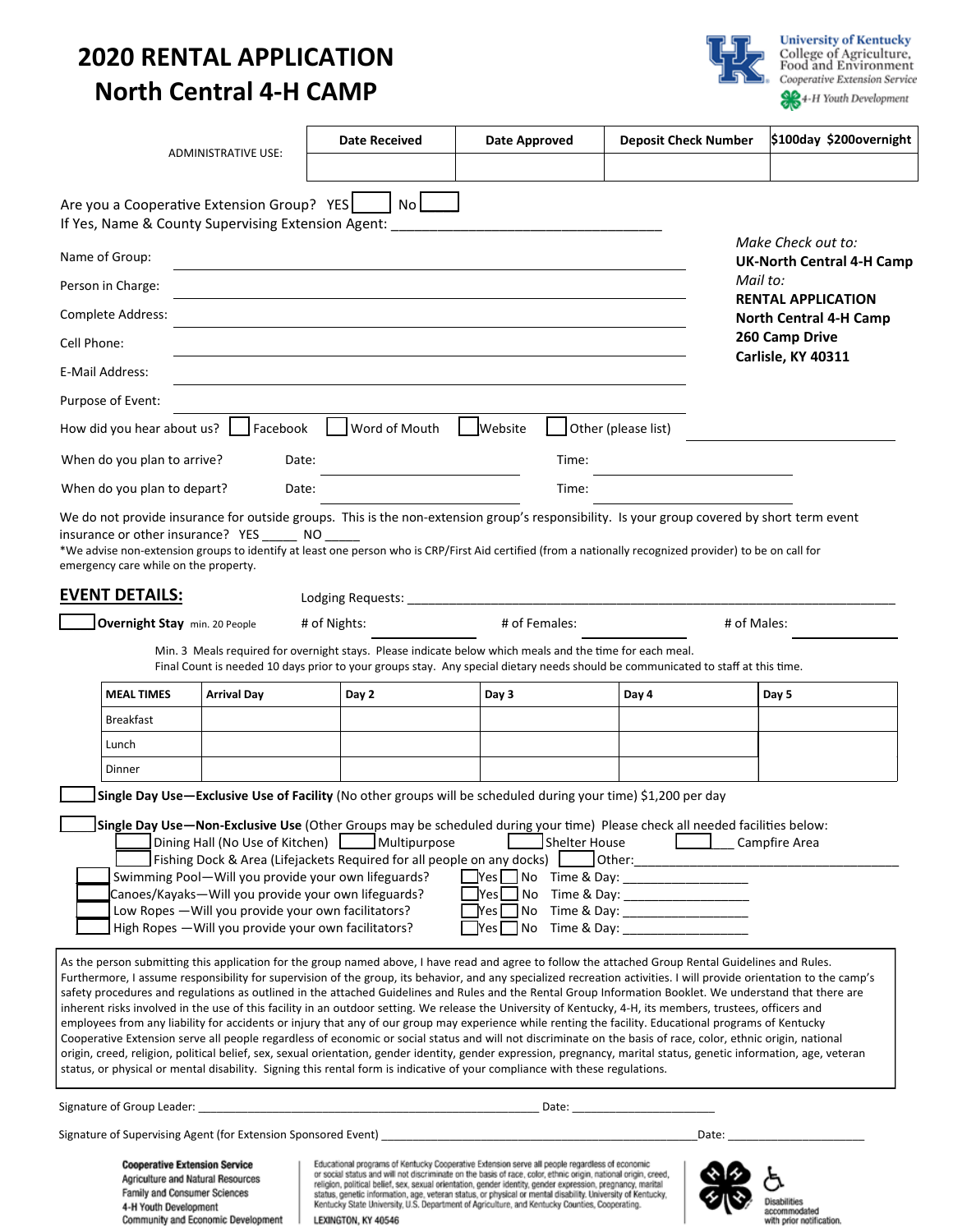# 2020 RENTAL APPLICATION
# North Central 4-H CAMP

University of Kentucky
College of Agriculture, Food and Environment
*Cooperative Extension Service*
*4-H Youth Development*

| ADMINISTRATIVE USE: | Date Received | Date Approved | Deposit Check Number | $100day $200overnight |
|---|---|---|---|---|
| | | | | |

Are you a Cooperative Extension Group? YES [ ] No [ ]
If Yes, Name & County Supervising Extension Agent: ____________________________________

*Make Check out to:*
**UK-North Central 4-H Camp**
*Mail to:*
**RENTAL APPLICATION**
**North Central 4-H Camp**
**260 Camp Drive**
**Carlisle, KY 40311**

Name of Group: ____________________________________

Person in Charge: ____________________________________

Complete Address: ____________________________________

Cell Phone: ____________________________________

E-Mail Address: ____________________________________

Purpose of Event: ____________________________________

How did you hear about us? [ ] Facebook [ ] Word of Mouth [ ] Website [ ] Other (please list) ____________________

When do you plan to arrive? Date: ____________________ Time: ____________________

When do you plan to depart? Date: ____________________ Time: ____________________

We do not provide insurance for outside groups. This is the non-extension group's responsibility. Is your group covered by short term event insurance or other insurance? YES _____ NO _____
*We advise non-extension groups to identify at least one person who is CRP/First Aid certified (from a nationally recognized provider) to be on call for emergency care while on the property.

## EVENT DETAILS:

Lodging Requests: ____________________________________________________________

[ ] **Overnight Stay** min. 20 People # of Nights: __________ # of Females: __________ # of Males: __________

Min. 3 Meals required for overnight stays. Please indicate below which meals and the time for each meal.
Final Count is needed 10 days prior to your groups stay. Any special dietary needs should be communicated to staff at this time.

| MEAL TIMES | Arrival Day | Day 2 | Day 3 | Day 4 | Day 5 |
|---|---|---|---|---|---|
| Breakfast | | | | | |
| Lunch | | | | | |
| Dinner | | | | | |

[ ] **Single Day Use—Exclusive Use of Facility** (No other groups will be scheduled during your time) $1,200 per day

[ ] **Single Day Use—Non-Exclusive Use** (Other Groups may be scheduled during your time) Please check all needed facilities below:

[ ] Dining Hall (No Use of Kitchen) [ ] Multipurpose [ ] Shelter House [ ] Campfire Area
[ ] Fishing Dock & Area (Lifejackets Required for all people on any docks) [ ] Other: ____________________________

[ ] Swimming Pool—Will you provide your own lifeguards? [ ] Yes [ ] No Time & Day: __________________
[ ] Canoes/Kayaks—Will you provide your own lifeguards? [ ] Yes [ ] No Time & Day: __________________
[ ] Low Ropes —Will you provide your own facilitators? [ ] Yes [ ] No Time & Day: __________________
[ ] High Ropes —Will you provide your own facilitators? [ ] Yes [ ] No Time & Day: __________________

As the person submitting this application for the group named above, I have read and agree to follow the attached Group Rental Guidelines and Rules. Furthermore, I assume responsibility for supervision of the group, its behavior, and any specialized recreation activities. I will provide orientation to the camp's safety procedures and regulations as outlined in the attached Guidelines and Rules and the Rental Group Information Booklet. We understand that there are inherent risks involved in the use of this facility in an outdoor setting. We release the University of Kentucky, 4-H, its members, trustees, officers and employees from any liability for accidents or injury that any of our group may experience while renting the facility. Educational programs of Kentucky Cooperative Extension serve all people regardless of economic or social status and will not discriminate on the basis of race, color, ethnic origin, national origin, creed, religion, political belief, sex, sexual orientation, gender identity, gender expression, pregnancy, marital status, genetic information, age, veteran status, or physical or mental disability. Signing this rental form is indicative of your compliance with these regulations.

Signature of Group Leader: ______________________________________________ Date: ____________________

Signature of Supervising Agent (for Extension Sponsored Event) ______________________________________________ Date: ____________________

**Cooperative Extension Service**
Agriculture and Natural Resources
Family and Consumer Sciences
4-H Youth Development
Community and Economic Development

Educational programs of Kentucky Cooperative Extension serve all people regardless of economic or social status and will not discriminate on the basis of race, color, ethnic origin, national origin, creed, religion, political belief, sex, sexual orientation, gender identity, gender expression, pregnancy, marital status, genetic information, age, veteran status, or physical or mental disability. University of Kentucky, Kentucky State University, U.S. Department of Agriculture, and Kentucky Counties, Cooperating.
LEXINGTON, KY 40546

Disabilities accommodated with prior notification.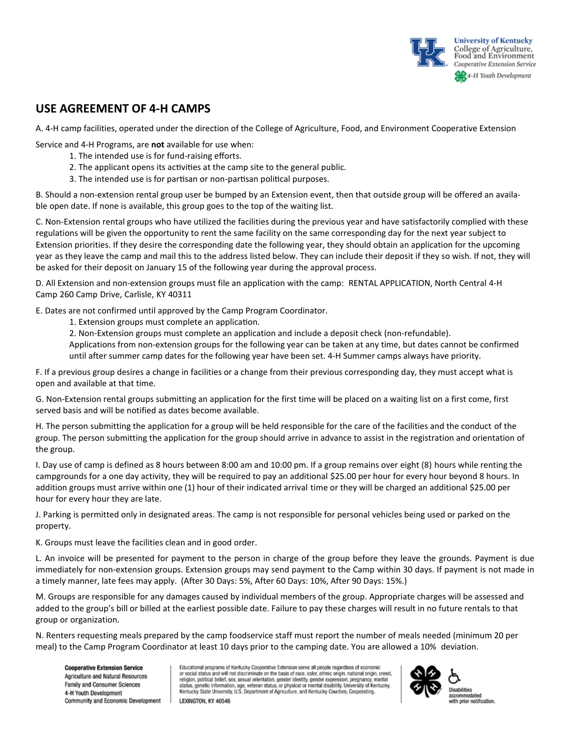## USE AGREEMENT OF 4-H CAMPS

A. 4-H camp facilities, operated under the direction of the College of Agriculture, Food, and Environment Cooperative Extension Service and 4-H Programs, are **not** available for use when:

1. The intended use is for fund-raising efforts.
2. The applicant opens its activities at the camp site to the general public.
3. The intended use is for partisan or non-partisan political purposes.

B. Should a non-extension rental group user be bumped by an Extension event, then that outside group will be offered an available open date. If none is available, this group goes to the top of the waiting list.

C. Non-Extension rental groups who have utilized the facilities during the previous year and have satisfactorily complied with these regulations will be given the opportunity to rent the same facility on the same corresponding day for the next year subject to Extension priorities. If they desire the corresponding date the following year, they should obtain an application for the upcoming year as they leave the camp and mail this to the address listed below. They can include their deposit if they so wish. If not, they will be asked for their deposit on January 15 of the following year during the approval process.

D. All Extension and non-extension groups must file an application with the camp: RENTAL APPLICATION, North Central 4-H Camp 260 Camp Drive, Carlisle, KY 40311

E. Dates are not confirmed until approved by the Camp Program Coordinator.

1. Extension groups must complete an application.
2. Non-Extension groups must complete an application and include a deposit check (non-refundable).

Applications from non-extension groups for the following year can be taken at any time, but dates cannot be confirmed until after summer camp dates for the following year have been set. 4-H Summer camps always have priority.

F. If a previous group desires a change in facilities or a change from their previous corresponding day, they must accept what is open and available at that time.

G. Non-Extension rental groups submitting an application for the first time will be placed on a waiting list on a first come, first served basis and will be notified as dates become available.

H. The person submitting the application for a group will be held responsible for the care of the facilities and the conduct of the group. The person submitting the application for the group should arrive in advance to assist in the registration and orientation of the group.

I. Day use of camp is defined as 8 hours between 8:00 am and 10:00 pm. If a group remains over eight (8) hours while renting the campgrounds for a one day activity, they will be required to pay an additional $25.00 per hour for every hour beyond 8 hours. In addition groups must arrive within one (1) hour of their indicated arrival time or they will be charged an additional $25.00 per hour for every hour they are late.

J. Parking is permitted only in designated areas. The camp is not responsible for personal vehicles being used or parked on the property.

K. Groups must leave the facilities clean and in good order.

L. An invoice will be presented for payment to the person in charge of the group before they leave the grounds. Payment is due immediately for non-extension groups. Extension groups may send payment to the Camp within 30 days. If payment is not made in a timely manner, late fees may apply. (After 30 Days: 5%, After 60 Days: 10%, After 90 Days: 15%.)

M. Groups are responsible for any damages caused by individual members of the group. Appropriate charges will be assessed and added to the group's bill or billed at the earliest possible date. Failure to pay these charges will result in no future rentals to that group or organization.

N. Renters requesting meals prepared by the camp foodservice staff must report the number of meals needed (minimum 20 per meal) to the Camp Program Coordinator at least 10 days prior to the camping date. You are allowed a 10% deviation.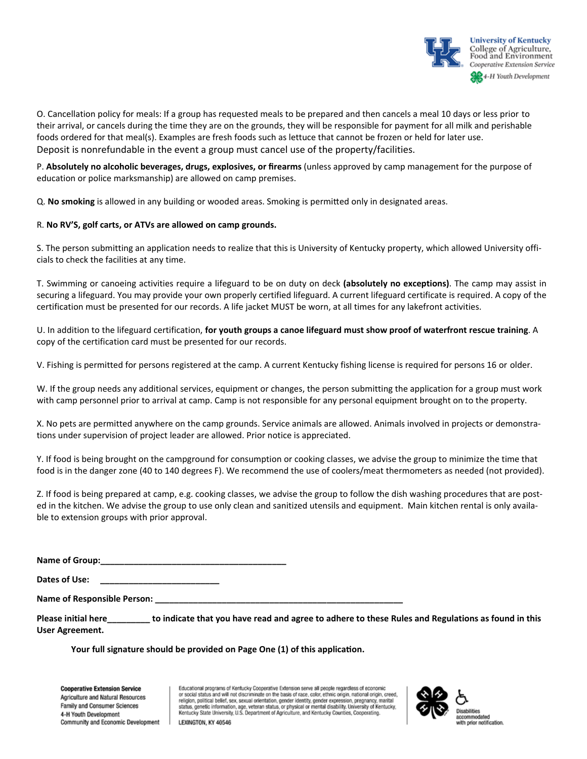O. Cancellation policy for meals: If a group has requested meals to be prepared and then cancels a meal 10 days or less prior to their arrival, or cancels during the time they are on the grounds, they will be responsible for payment for all milk and perishable foods ordered for that meal(s). Examples are fresh foods such as lettuce that cannot be frozen or held for later use. Deposit is nonrefundable in the event a group must cancel use of the property/facilities.

P. **Absolutely no alcoholic beverages, drugs, explosives, or firearms** (unless approved by camp management for the purpose of education or police marksmanship) are allowed on camp premises.

Q. **No smoking** is allowed in any building or wooded areas. Smoking is permitted only in designated areas.

R. **No RV'S, golf carts, or ATVs are allowed on camp grounds.**

S. The person submitting an application needs to realize that this is University of Kentucky property, which allowed University officials to check the facilities at any time.

T. Swimming or canoeing activities require a lifeguard to be on duty on deck **(absolutely no exceptions)**. The camp may assist in securing a lifeguard. You may provide your own properly certified lifeguard. A current lifeguard certificate is required. A copy of the certification must be presented for our records. A life jacket MUST be worn, at all times for any lakefront activities.

U. In addition to the lifeguard certification, **for youth groups a canoe lifeguard must show proof of waterfront rescue training**. A copy of the certification card must be presented for our records.

V. Fishing is permitted for persons registered at the camp. A current Kentucky fishing license is required for persons 16 or older.

W. If the group needs any additional services, equipment or changes, the person submitting the application for a group must work with camp personnel prior to arrival at camp. Camp is not responsible for any personal equipment brought on to the property.

X. No pets are permitted anywhere on the camp grounds. Service animals are allowed. Animals involved in projects or demonstrations under supervision of project leader are allowed. Prior notice is appreciated.

Y. If food is being brought on the campground for consumption or cooking classes, we advise the group to minimize the time that food is in the danger zone (40 to 140 degrees F). We recommend the use of coolers/meat thermometers as needed (not provided).

Z. If food is being prepared at camp, e.g. cooking classes, we advise the group to follow the dish washing procedures that are posted in the kitchen. We advise the group to use only clean and sanitized utensils and equipment. Main kitchen rental is only available to extension groups with prior approval.

**Name of Group:**________________________________________

**Dates of Use:** __________________________

**Name of Responsible Person:** ______________________________________________________

**Please initial here_________ to indicate that you have read and agree to adhere to these Rules and Regulations as found in this User Agreement.**

**Your full signature should be provided on Page One (1) of this application.**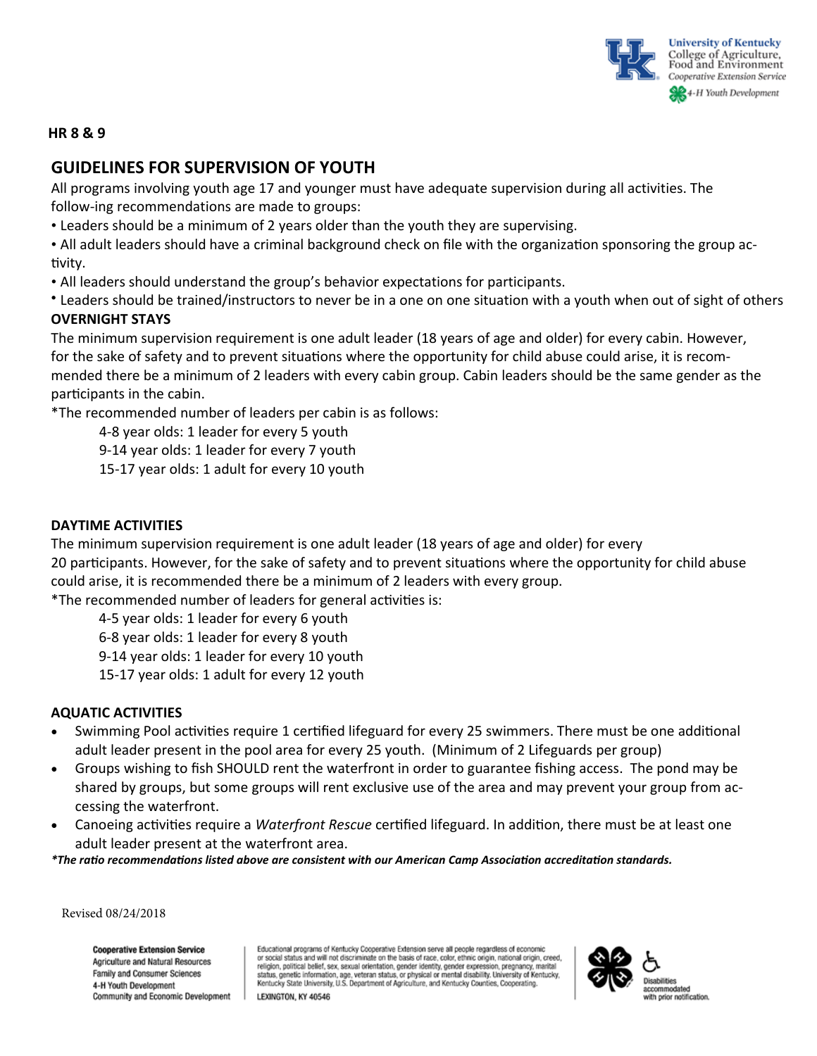**HR 8 & 9**

## GUIDELINES FOR SUPERVISION OF YOUTH

All programs involving youth age 17 and younger must have adequate supervision during all activities. The follow-ing recommendations are made to groups:

- Leaders should be a minimum of 2 years older than the youth they are supervising.
- All adult leaders should have a criminal background check on file with the organization sponsoring the group activity.
- All leaders should understand the group's behavior expectations for participants.
- Leaders should be trained/instructors to never be in a one on one situation with a youth when out of sight of others

**OVERNIGHT STAYS**

The minimum supervision requirement is one adult leader (18 years of age and older) for every cabin. However, for the sake of safety and to prevent situations where the opportunity for child abuse could arise, it is recommended there be a minimum of 2 leaders with every cabin group. Cabin leaders should be the same gender as the participants in the cabin.

*The recommended number of leaders per cabin is as follows:

4-8 year olds: 1 leader for every 5 youth
9-14 year olds: 1 leader for every 7 youth
15-17 year olds: 1 adult for every 10 youth

**DAYTIME ACTIVITIES**

The minimum supervision requirement is one adult leader (18 years of age and older) for every 20 participants. However, for the sake of safety and to prevent situations where the opportunity for child abuse could arise, it is recommended there be a minimum of 2 leaders with every group.

*The recommended number of leaders for general activities is:

4-5 year olds: 1 leader for every 6 youth
6-8 year olds: 1 leader for every 8 youth
9-14 year olds: 1 leader for every 10 youth
15-17 year olds: 1 adult for every 12 youth

**AQUATIC ACTIVITIES**

- Swimming Pool activities require 1 certified lifeguard for every 25 swimmers. There must be one additional adult leader present in the pool area for every 25 youth. (Minimum of 2 Lifeguards per group)
- Groups wishing to fish SHOULD rent the waterfront in order to guarantee fishing access. The pond may be shared by groups, but some groups will rent exclusive use of the area and may prevent your group from accessing the waterfront.
- Canoeing activities require a *Waterfront Rescue* certified lifeguard. In addition, there must be at least one adult leader present at the waterfront area.

***The ratio recommendations listed above are consistent with our American Camp Association accreditation standards.***

Revised 08/24/2018

Cooperative Extension Service
Agriculture and Natural Resources
Family and Consumer Sciences
4-H Youth Development
Community and Economic Development

Educational programs of Kentucky Cooperative Extension serve all people regardless of economic or social status and will not discriminate on the basis of race, color, ethnic origin, national origin, creed, religion, political belief, sex, sexual orientation, gender identity, gender expression, pregnancy, marital status, genetic information, age, veteran status, or physical or mental disability. University of Kentucky, Kentucky State University, U.S. Department of Agriculture, and Kentucky Counties, Cooperating.

LEXINGTON, KY 40546

Disabilities accommodated with prior notification.